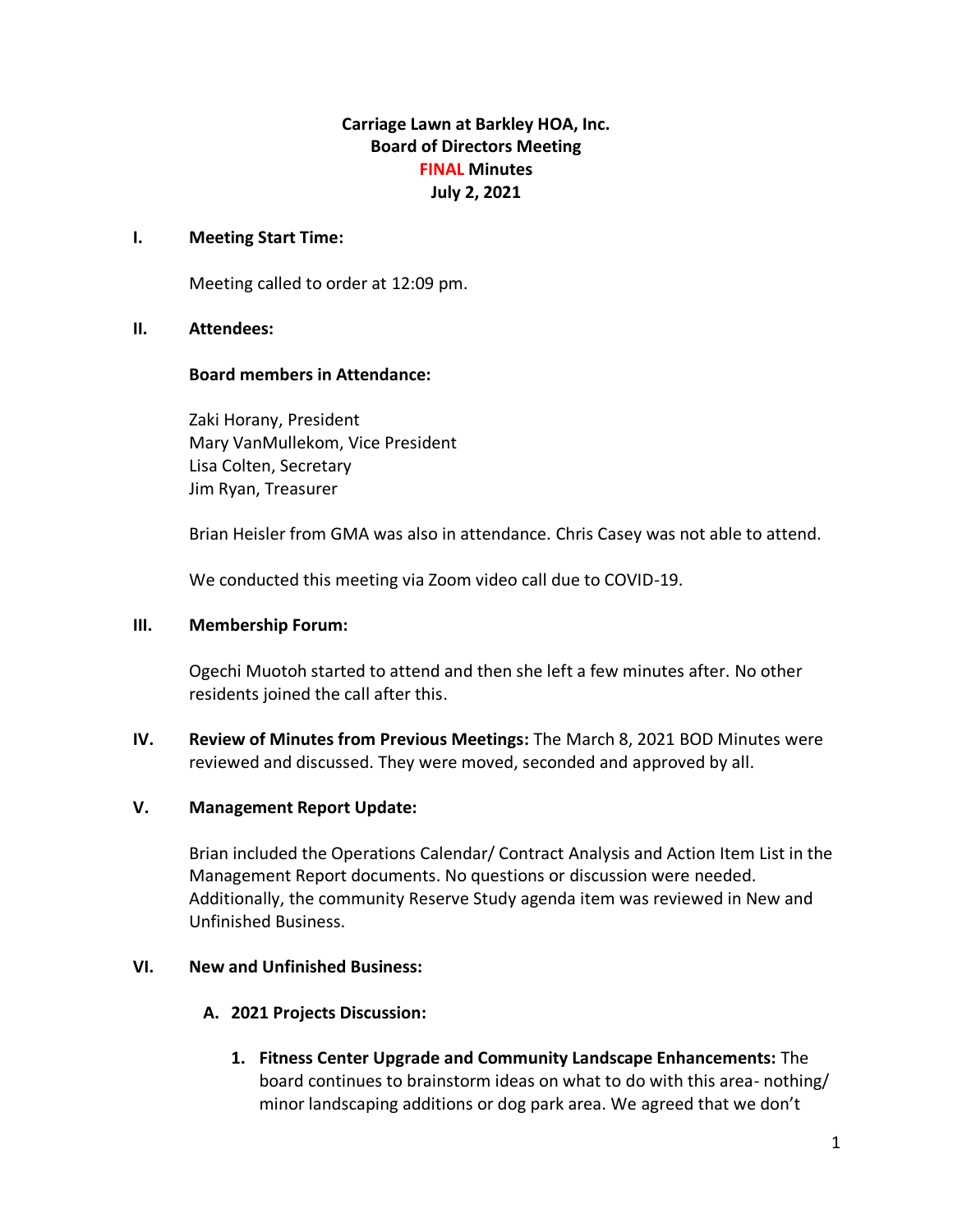# Carriage Lawn at Barkley HOA, Inc.
## Board of Directors Meeting
## FINAL Minutes
## July 2, 2021

**I. Meeting Start Time:**

Meeting called to order at 12:09 pm.

**II. Attendees:**

**Board members in Attendance:**

Zaki Horany, President
Mary VanMullekom, Vice President
Lisa Colten, Secretary
Jim Ryan, Treasurer

Brian Heisler from GMA was also in attendance. Chris Casey was not able to attend.

We conducted this meeting via Zoom video call due to COVID-19.

**III. Membership Forum:**

Ogechi Muotoh started to attend and then she left a few minutes after. No other residents joined the call after this.

**IV. Review of Minutes from Previous Meetings:** The March 8, 2021 BOD Minutes were reviewed and discussed. They were moved, seconded and approved by all.

**V. Management Report Update:**

Brian included the Operations Calendar/ Contract Analysis and Action Item List in the Management Report documents. No questions or discussion were needed. Additionally, the community Reserve Study agenda item was reviewed in New and Unfinished Business.

**VI. New and Unfinished Business:**

**A. 2021 Projects Discussion:**

1. **Fitness Center Upgrade and Community Landscape Enhancements:** The board continues to brainstorm ideas on what to do with this area- nothing/ minor landscaping additions or dog park area. We agreed that we don't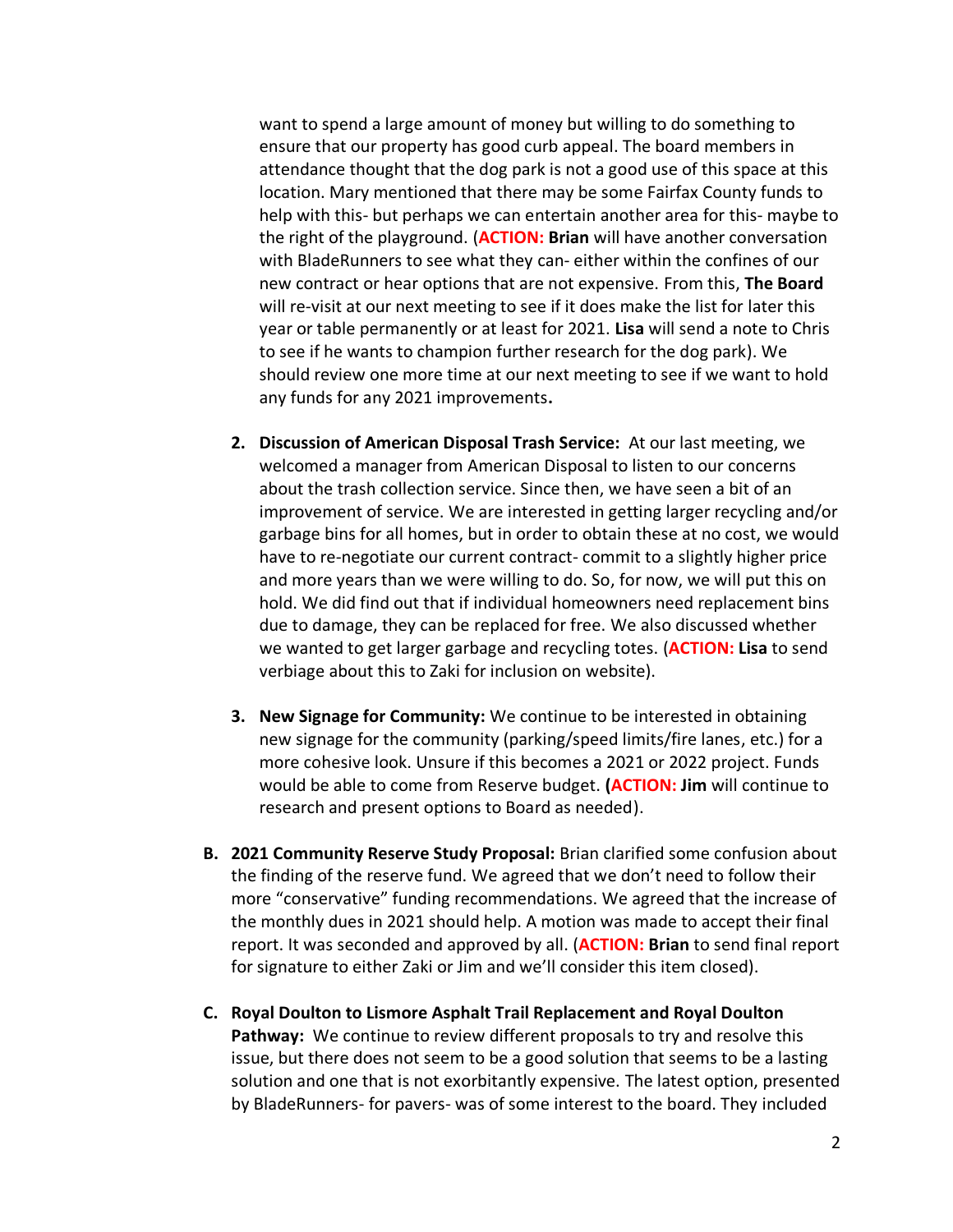want to spend a large amount of money but willing to do something to ensure that our property has good curb appeal. The board members in attendance thought that the dog park is not a good use of this space at this location. Mary mentioned that there may be some Fairfax County funds to help with this- but perhaps we can entertain another area for this- maybe to the right of the playground. (**ACTION:** **Brian** will have another conversation with BladeRunners to see what they can- either within the confines of our new contract or hear options that are not expensive. From this, **The Board** will re-visit at our next meeting to see if it does make the list for later this year or table permanently or at least for 2021. **Lisa** will send a note to Chris to see if he wants to champion further research for the dog park). We should review one more time at our next meeting to see if we want to hold any funds for any 2021 improvements**.**

2. **Discussion of American Disposal Trash Service:** At our last meeting, we welcomed a manager from American Disposal to listen to our concerns about the trash collection service. Since then, we have seen a bit of an improvement of service. We are interested in getting larger recycling and/or garbage bins for all homes, but in order to obtain these at no cost, we would have to re-negotiate our current contract- commit to a slightly higher price and more years than we were willing to do. So, for now, we will put this on hold. We did find out that if individual homeowners need replacement bins due to damage, they can be replaced for free. We also discussed whether we wanted to get larger garbage and recycling totes. (**ACTION:** **Lisa** to send verbiage about this to Zaki for inclusion on website).

3. **New Signage for Community:** We continue to be interested in obtaining new signage for the community (parking/speed limits/fire lanes, etc.) for a more cohesive look. Unsure if this becomes a 2021 or 2022 project. Funds would be able to come from Reserve budget. **(ACTION:** **Jim** will continue to research and present options to Board as needed).

**B. 2021 Community Reserve Study Proposal:** Brian clarified some confusion about the finding of the reserve fund. We agreed that we don't need to follow their more "conservative" funding recommendations. We agreed that the increase of the monthly dues in 2021 should help. A motion was made to accept their final report. It was seconded and approved by all. (**ACTION:** **Brian** to send final report for signature to either Zaki or Jim and we'll consider this item closed).

**C. Royal Doulton to Lismore Asphalt Trail Replacement and Royal Doulton Pathway:** We continue to review different proposals to try and resolve this issue, but there does not seem to be a good solution that seems to be a lasting solution and one that is not exorbitantly expensive. The latest option, presented by BladeRunners- for pavers- was of some interest to the board. They included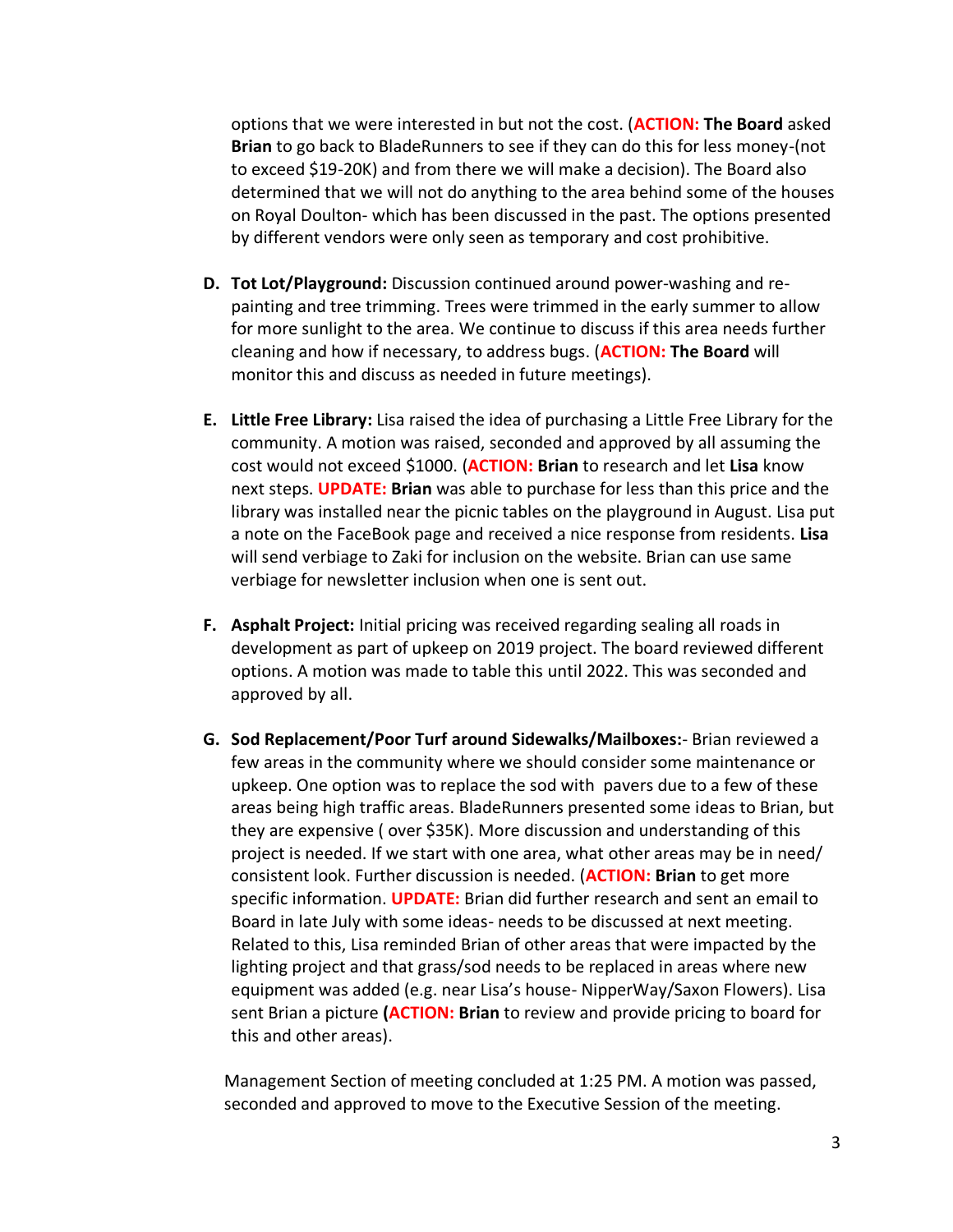options that we were interested in but not the cost. (**ACTION: The Board** asked **Brian** to go back to BladeRunners to see if they can do this for less money-(not to exceed $19-20K) and from there we will make a decision). The Board also determined that we will not do anything to the area behind some of the houses on Royal Doulton- which has been discussed in the past. The options presented by different vendors were only seen as temporary and cost prohibitive.

D. **Tot Lot/Playground:** Discussion continued around power-washing and re-painting and tree trimming. Trees were trimmed in the early summer to allow for more sunlight to the area. We continue to discuss if this area needs further cleaning and how if necessary, to address bugs. (**ACTION: The Board** will monitor this and discuss as needed in future meetings).

E. **Little Free Library:** Lisa raised the idea of purchasing a Little Free Library for the community. A motion was raised, seconded and approved by all assuming the cost would not exceed $1000. (**ACTION: Brian** to research and let **Lisa** know next steps. **UPDATE: Brian** was able to purchase for less than this price and the library was installed near the picnic tables on the playground in August. Lisa put a note on the FaceBook page and received a nice response from residents. **Lisa** will send verbiage to Zaki for inclusion on the website. Brian can use same verbiage for newsletter inclusion when one is sent out.

F. **Asphalt Project:** Initial pricing was received regarding sealing all roads in development as part of upkeep on 2019 project. The board reviewed different options. A motion was made to table this until 2022. This was seconded and approved by all.

G. **Sod Replacement/Poor Turf around Sidewalks/Mailboxes:**- Brian reviewed a few areas in the community where we should consider some maintenance or upkeep. One option was to replace the sod with pavers due to a few of these areas being high traffic areas. BladeRunners presented some ideas to Brian, but they are expensive ( over $35K). More discussion and understanding of this project is needed. If we start with one area, what other areas may be in need/ consistent look. Further discussion is needed. (**ACTION: Brian** to get more specific information. **UPDATE:** Brian did further research and sent an email to Board in late July with some ideas- needs to be discussed at next meeting. Related to this, Lisa reminded Brian of other areas that were impacted by the lighting project and that grass/sod needs to be replaced in areas where new equipment was added (e.g. near Lisa's house- NipperWay/Saxon Flowers). Lisa sent Brian a picture **(ACTION: Brian** to review and provide pricing to board for this and other areas).

Management Section of meeting concluded at 1:25 PM. A motion was passed, seconded and approved to move to the Executive Session of the meeting.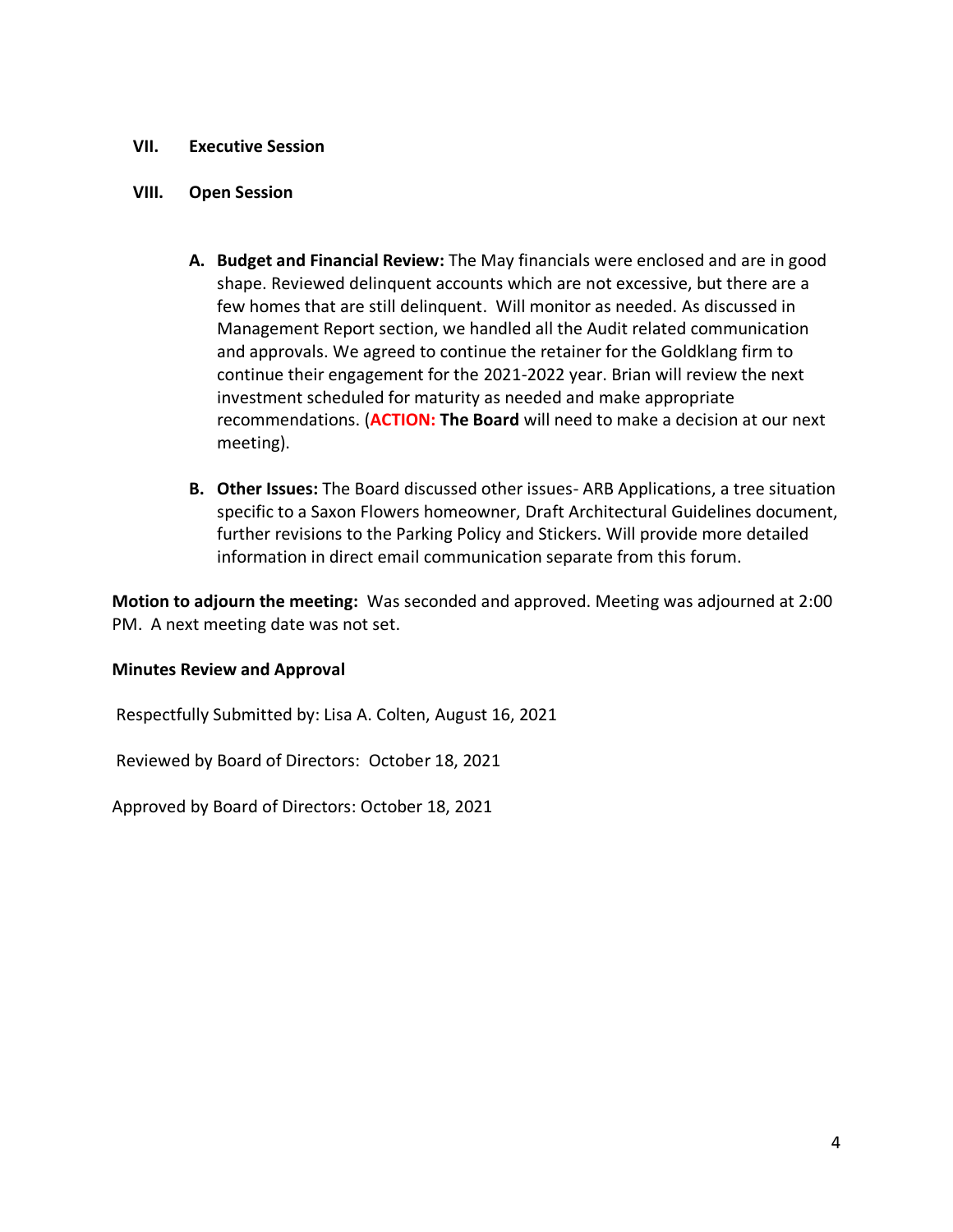## VII. Executive Session

## VIII. Open Session

A. **Budget and Financial Review:** The May financials were enclosed and are in good shape. Reviewed delinquent accounts which are not excessive, but there are a few homes that are still delinquent. Will monitor as needed. As discussed in Management Report section, we handled all the Audit related communication and approvals. We agreed to continue the retainer for the Goldklang firm to continue their engagement for the 2021-2022 year. Brian will review the next investment scheduled for maturity as needed and make appropriate recommendations. (**ACTION:** **The Board** will need to make a decision at our next meeting).

B. **Other Issues:** The Board discussed other issues- ARB Applications, a tree situation specific to a Saxon Flowers homeowner, Draft Architectural Guidelines document, further revisions to the Parking Policy and Stickers. Will provide more detailed information in direct email communication separate from this forum.

**Motion to adjourn the meeting:** Was seconded and approved. Meeting was adjourned at 2:00 PM. A next meeting date was not set.

**Minutes Review and Approval**

Respectfully Submitted by: Lisa A. Colten, August 16, 2021

Reviewed by Board of Directors: October 18, 2021

Approved by Board of Directors: October 18, 2021